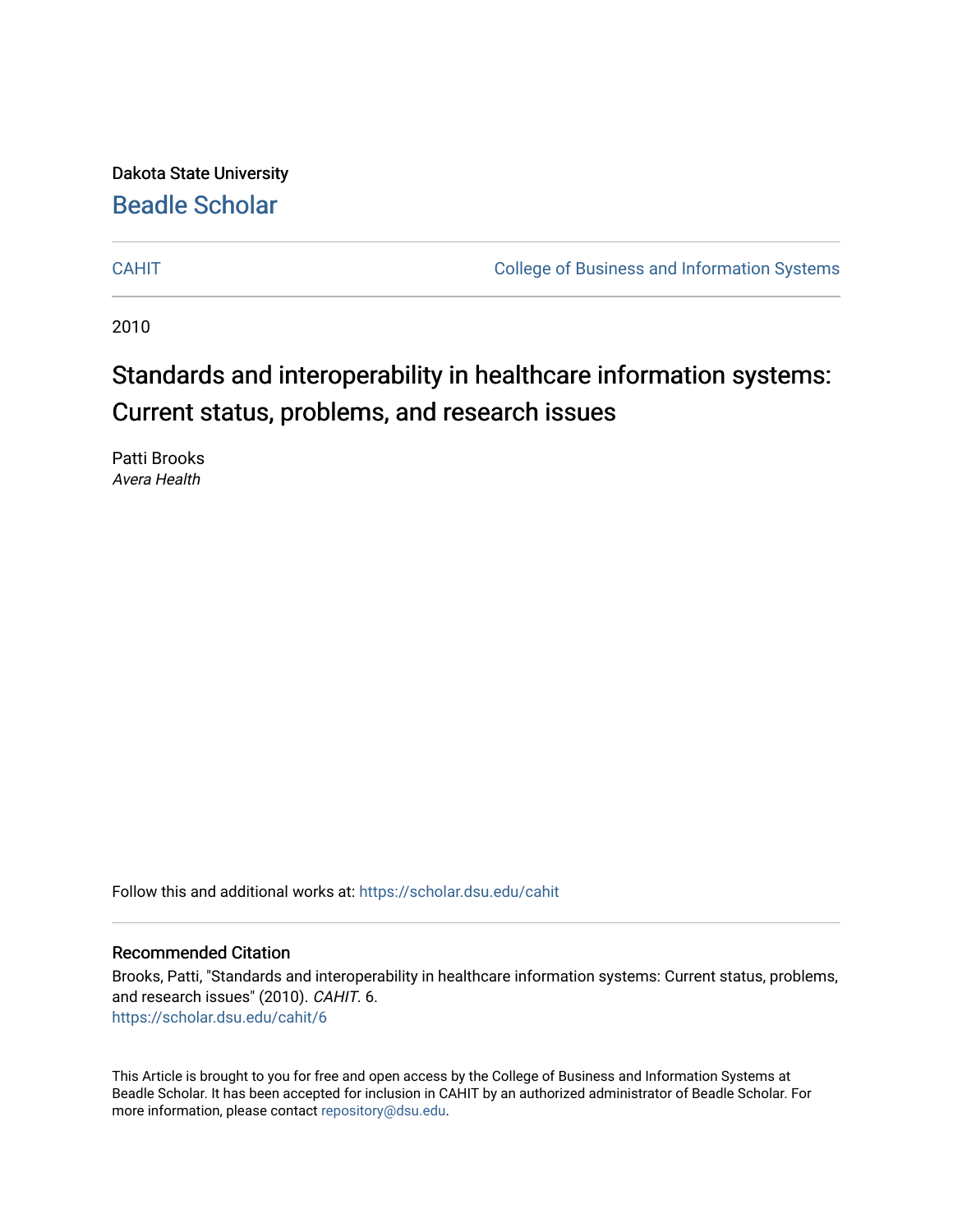Dakota State University

**Beadle Scholar**

CAHIT | College of Business and Information Systems

2010

# Standards and interoperability in healthcare information systems: Current status, problems, and research issues

Patti Brooks
*Avera Health*

Follow this and additional works at: https://scholar.dsu.edu/cahit

## Recommended Citation

Brooks, Patti, "Standards and interoperability in healthcare information systems: Current status, problems, and research issues" (2010). *CAHIT*. 6.
https://scholar.dsu.edu/cahit/6

This Article is brought to you for free and open access by the College of Business and Information Systems at Beadle Scholar. It has been accepted for inclusion in CAHIT by an authorized administrator of Beadle Scholar. For more information, please contact repository@dsu.edu.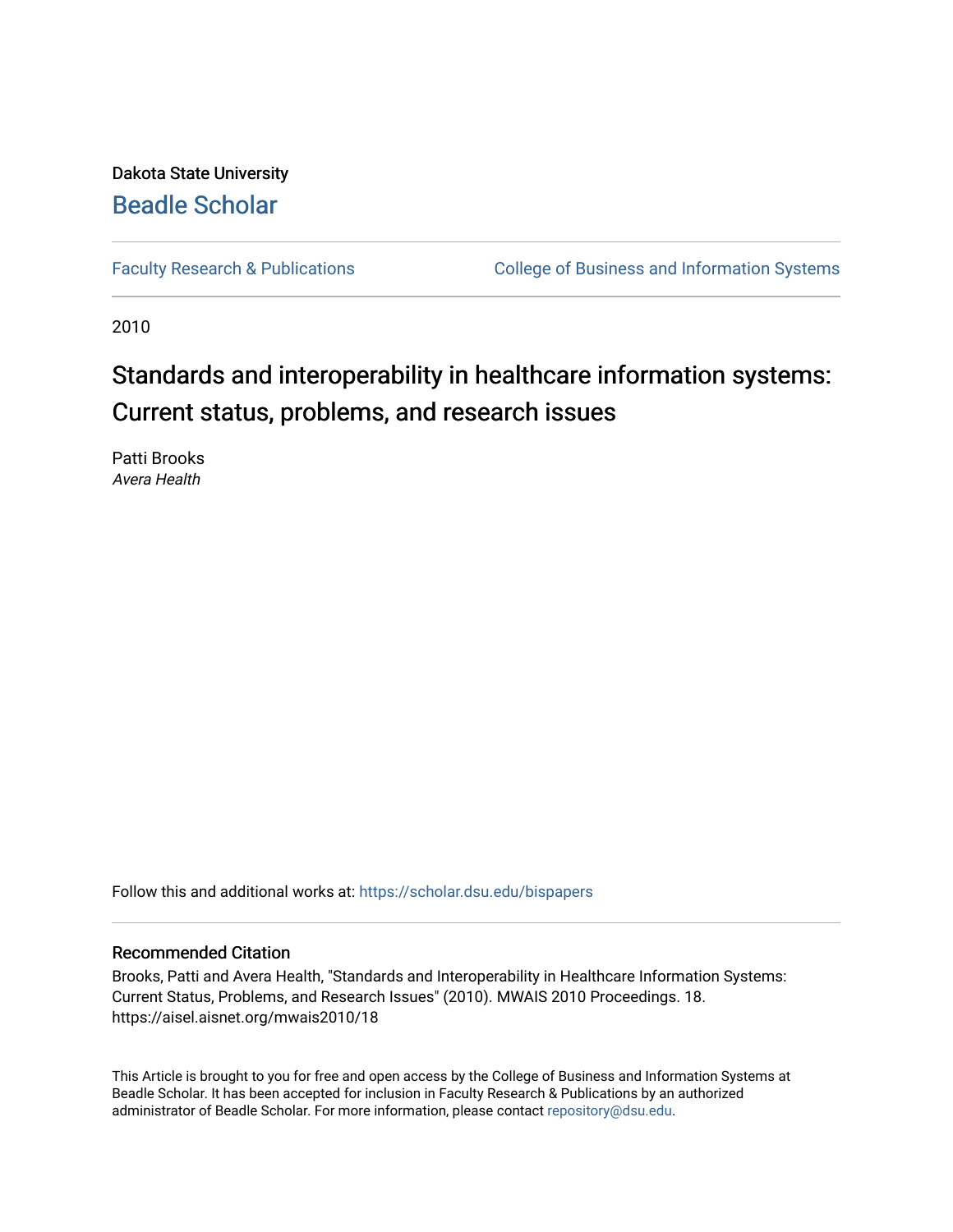Dakota State University

# Beadle Scholar

Faculty Research & Publications

College of Business and Information Systems

2010

# Standards and interoperability in healthcare information systems: Current status, problems, and research issues

Patti Brooks
*Avera Health*

Follow this and additional works at: https://scholar.dsu.edu/bispapers

## Recommended Citation

Brooks, Patti and Avera Health, "Standards and Interoperability in Healthcare Information Systems: Current Status, Problems, and Research Issues" (2010). MWAIS 2010 Proceedings. 18. https://aisel.aisnet.org/mwais2010/18

This Article is brought to you for free and open access by the College of Business and Information Systems at Beadle Scholar. It has been accepted for inclusion in Faculty Research & Publications by an authorized administrator of Beadle Scholar. For more information, please contact repository@dsu.edu.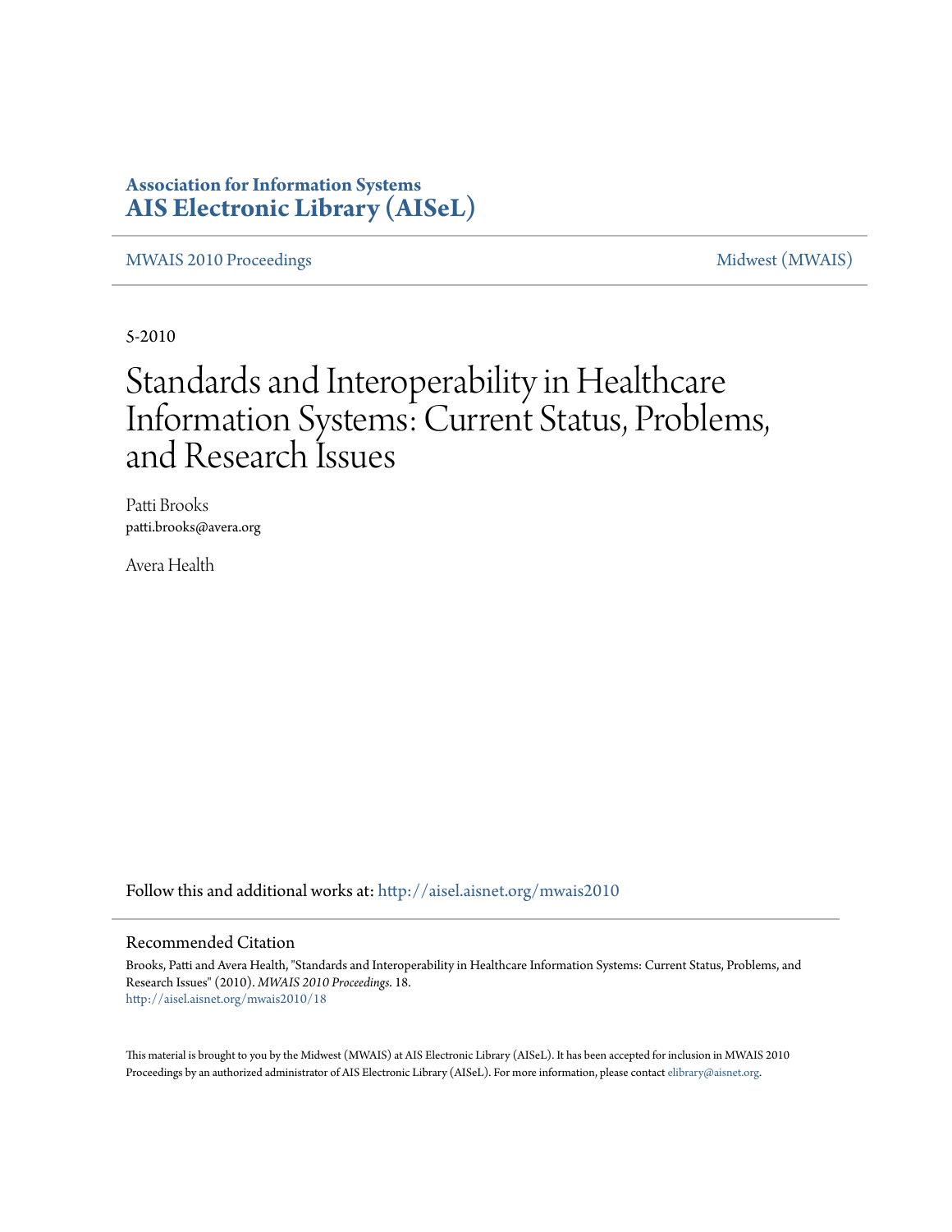**Association for Information Systems**
**AIS Electronic Library (AISeL)**

MWAIS 2010 Proceedings

Midwest (MWAIS)

5-2010

# Standards and Interoperability in Healthcare Information Systems: Current Status, Problems, and Research Issues

Patti Brooks
patti.brooks@avera.org

Avera Health

Follow this and additional works at: http://aisel.aisnet.org/mwais2010

## Recommended Citation

Brooks, Patti and Avera Health, "Standards and Interoperability in Healthcare Information Systems: Current Status, Problems, and Research Issues" (2010). *MWAIS 2010 Proceedings*. 18.
http://aisel.aisnet.org/mwais2010/18

This material is brought to you by the Midwest (MWAIS) at AIS Electronic Library (AISeL). It has been accepted for inclusion in MWAIS 2010 Proceedings by an authorized administrator of AIS Electronic Library (AISeL). For more information, please contact elibrary@aisnet.org.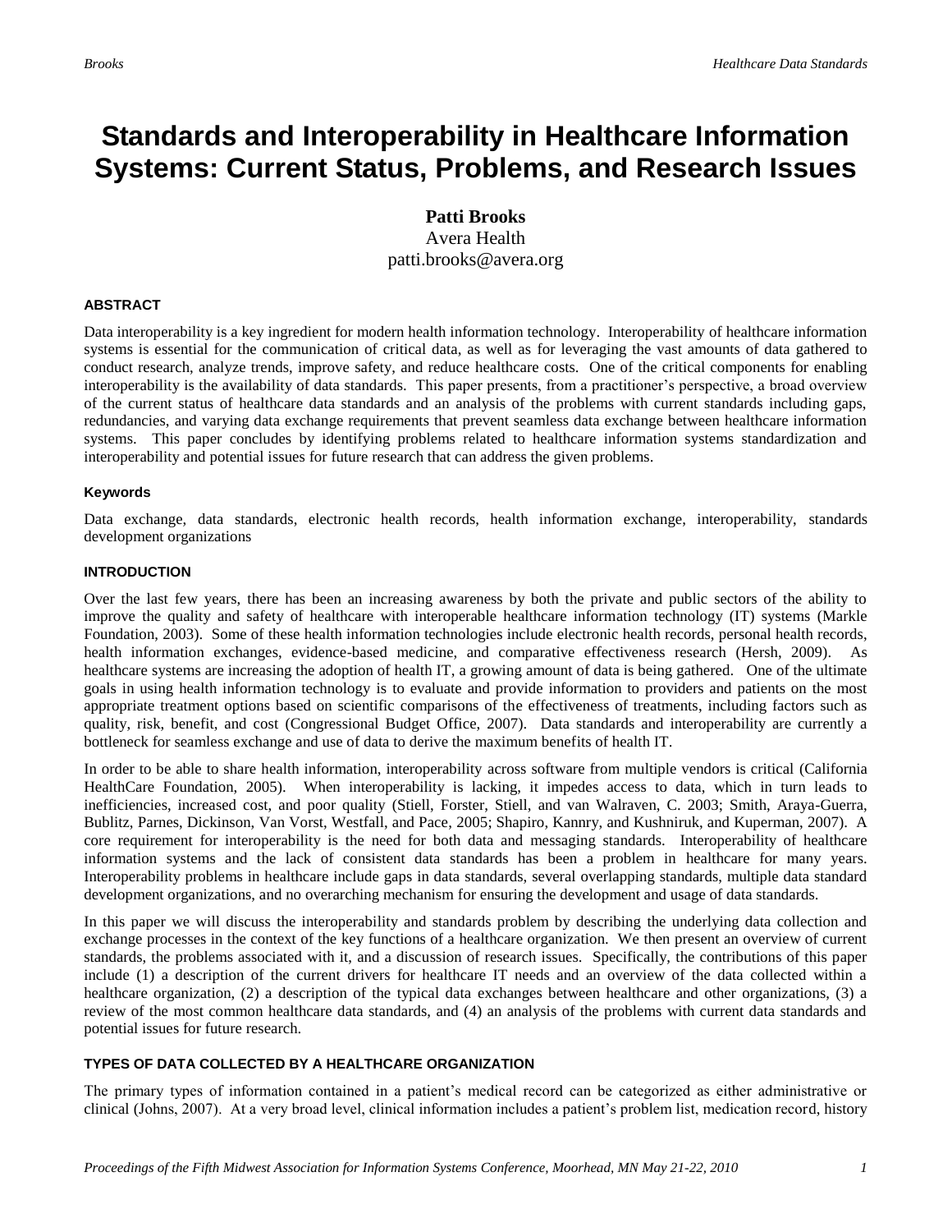# Standards and Interoperability in Healthcare Information Systems: Current Status, Problems, and Research Issues

**Patti Brooks**
Avera Health
patti.brooks@avera.org

#### ABSTRACT

Data interoperability is a key ingredient for modern health information technology. Interoperability of healthcare information systems is essential for the communication of critical data, as well as for leveraging the vast amounts of data gathered to conduct research, analyze trends, improve safety, and reduce healthcare costs. One of the critical components for enabling interoperability is the availability of data standards. This paper presents, from a practitioner's perspective, a broad overview of the current status of healthcare data standards and an analysis of the problems with current standards including gaps, redundancies, and varying data exchange requirements that prevent seamless data exchange between healthcare information systems. This paper concludes by identifying problems related to healthcare information systems standardization and interoperability and potential issues for future research that can address the given problems.

#### Keywords

Data exchange, data standards, electronic health records, health information exchange, interoperability, standards development organizations

#### INTRODUCTION

Over the last few years, there has been an increasing awareness by both the private and public sectors of the ability to improve the quality and safety of healthcare with interoperable healthcare information technology (IT) systems (Markle Foundation, 2003). Some of these health information technologies include electronic health records, personal health records, health information exchanges, evidence-based medicine, and comparative effectiveness research (Hersh, 2009). As healthcare systems are increasing the adoption of health IT, a growing amount of data is being gathered. One of the ultimate goals in using health information technology is to evaluate and provide information to providers and patients on the most appropriate treatment options based on scientific comparisons of the effectiveness of treatments, including factors such as quality, risk, benefit, and cost (Congressional Budget Office, 2007). Data standards and interoperability are currently a bottleneck for seamless exchange and use of data to derive the maximum benefits of health IT.

In order to be able to share health information, interoperability across software from multiple vendors is critical (California HealthCare Foundation, 2005). When interoperability is lacking, it impedes access to data, which in turn leads to inefficiencies, increased cost, and poor quality (Stiell, Forster, Stiell, and van Walraven, C. 2003; Smith, Araya-Guerra, Bublitz, Parnes, Dickinson, Van Vorst, Westfall, and Pace, 2005; Shapiro, Kannry, and Kushniruk, and Kuperman, 2007). A core requirement for interoperability is the need for both data and messaging standards. Interoperability of healthcare information systems and the lack of consistent data standards has been a problem in healthcare for many years. Interoperability problems in healthcare include gaps in data standards, several overlapping standards, multiple data standard development organizations, and no overarching mechanism for ensuring the development and usage of data standards.

In this paper we will discuss the interoperability and standards problem by describing the underlying data collection and exchange processes in the context of the key functions of a healthcare organization. We then present an overview of current standards, the problems associated with it, and a discussion of research issues. Specifically, the contributions of this paper include (1) a description of the current drivers for healthcare IT needs and an overview of the data collected within a healthcare organization, (2) a description of the typical data exchanges between healthcare and other organizations, (3) a review of the most common healthcare data standards, and (4) an analysis of the problems with current data standards and potential issues for future research.

#### TYPES OF DATA COLLECTED BY A HEALTHCARE ORGANIZATION

The primary types of information contained in a patient's medical record can be categorized as either administrative or clinical (Johns, 2007). At a very broad level, clinical information includes a patient's problem list, medication record, history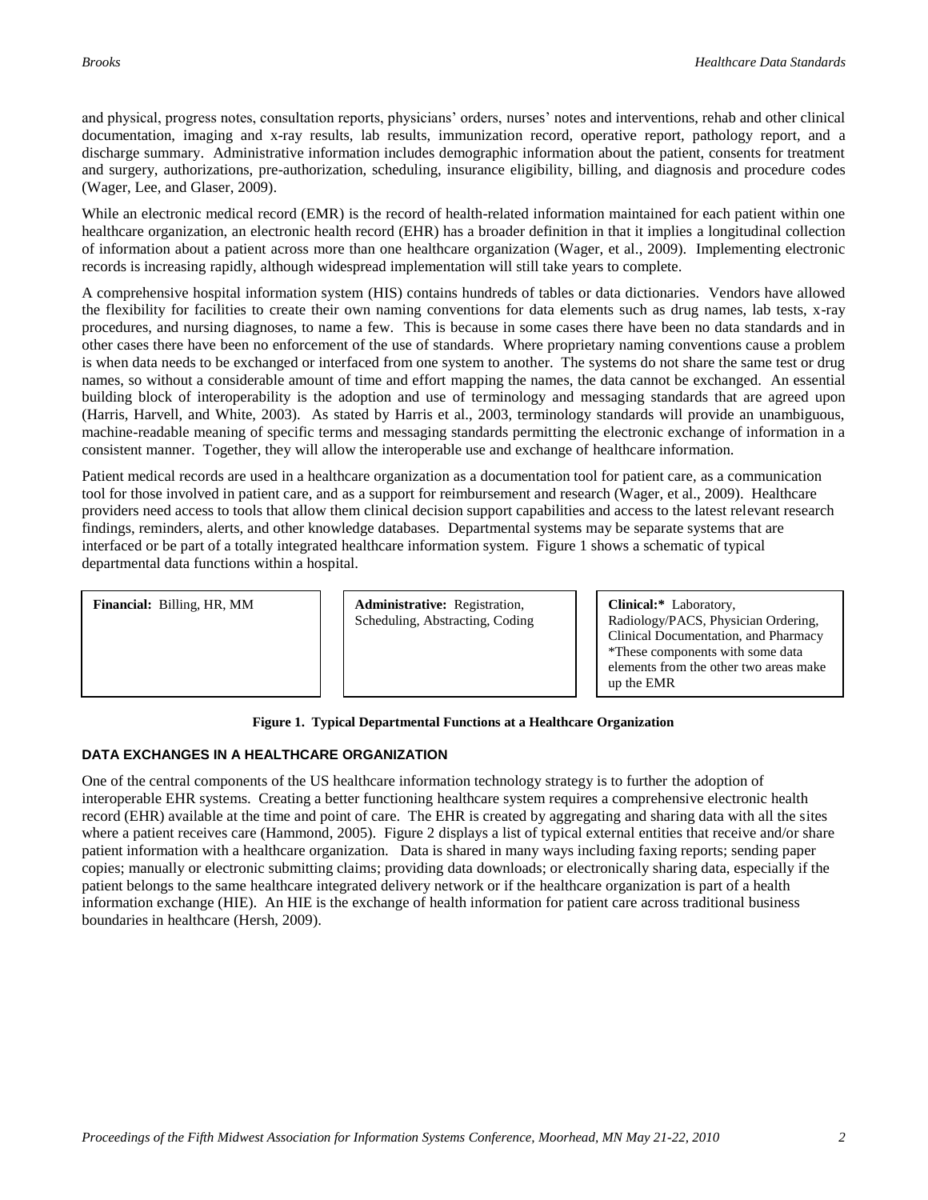and physical, progress notes, consultation reports, physicians' orders, nurses' notes and interventions, rehab and other clinical documentation, imaging and x-ray results, lab results, immunization record, operative report, pathology report, and a discharge summary. Administrative information includes demographic information about the patient, consents for treatment and surgery, authorizations, pre-authorization, scheduling, insurance eligibility, billing, and diagnosis and procedure codes (Wager, Lee, and Glaser, 2009).

While an electronic medical record (EMR) is the record of health-related information maintained for each patient within one healthcare organization, an electronic health record (EHR) has a broader definition in that it implies a longitudinal collection of information about a patient across more than one healthcare organization (Wager, et al., 2009). Implementing electronic records is increasing rapidly, although widespread implementation will still take years to complete.

A comprehensive hospital information system (HIS) contains hundreds of tables or data dictionaries. Vendors have allowed the flexibility for facilities to create their own naming conventions for data elements such as drug names, lab tests, x-ray procedures, and nursing diagnoses, to name a few. This is because in some cases there have been no data standards and in other cases there have been no enforcement of the use of standards. Where proprietary naming conventions cause a problem is when data needs to be exchanged or interfaced from one system to another. The systems do not share the same test or drug names, so without a considerable amount of time and effort mapping the names, the data cannot be exchanged. An essential building block of interoperability is the adoption and use of terminology and messaging standards that are agreed upon (Harris, Harvell, and White, 2003). As stated by Harris et al., 2003, terminology standards will provide an unambiguous, machine-readable meaning of specific terms and messaging standards permitting the electronic exchange of information in a consistent manner. Together, they will allow the interoperable use and exchange of healthcare information.

Patient medical records are used in a healthcare organization as a documentation tool for patient care, as a communication tool for those involved in patient care, and as a support for reimbursement and research (Wager, et al., 2009). Healthcare providers need access to tools that allow them clinical decision support capabilities and access to the latest relevant research findings, reminders, alerts, and other knowledge databases. Departmental systems may be separate systems that are interfaced or be part of a totally integrated healthcare information system. Figure 1 shows a schematic of typical departmental data functions within a hospital.

| **Financial:** Billing, HR, MM | **Administrative:** Registration, Scheduling, Abstracting, Coding | **Clinical:*** Laboratory, Radiology/PACS, Physician Ordering, Clinical Documentation, and Pharmacy *These components with some data elements from the other two areas make up the EMR |
|---|---|---|

**Figure 1. Typical Departmental Functions at a Healthcare Organization**

## DATA EXCHANGES IN A HEALTHCARE ORGANIZATION

One of the central components of the US healthcare information technology strategy is to further the adoption of interoperable EHR systems. Creating a better functioning healthcare system requires a comprehensive electronic health record (EHR) available at the time and point of care. The EHR is created by aggregating and sharing data with all the sites where a patient receives care (Hammond, 2005). Figure 2 displays a list of typical external entities that receive and/or share patient information with a healthcare organization. Data is shared in many ways including faxing reports; sending paper copies; manually or electronic submitting claims; providing data downloads; or electronically sharing data, especially if the patient belongs to the same healthcare integrated delivery network or if the healthcare organization is part of a health information exchange (HIE). An HIE is the exchange of health information for patient care across traditional business boundaries in healthcare (Hersh, 2009).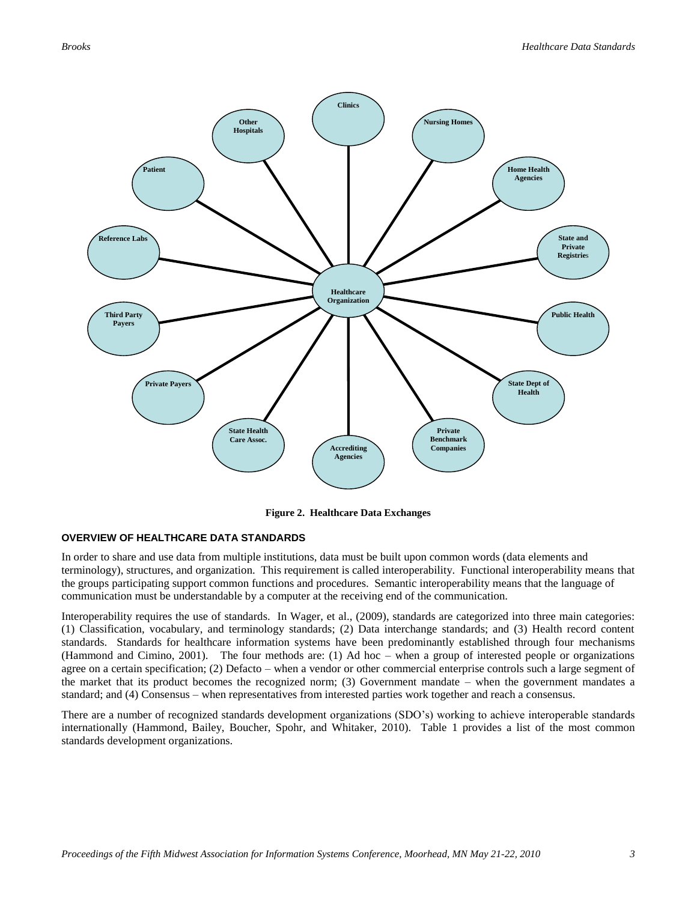Figure 2. Healthcare Data Exchanges

## OVERVIEW OF HEALTHCARE DATA STANDARDS

In order to share and use data from multiple institutions, data must be built upon common words (data elements and terminology), structures, and organization. This requirement is called interoperability. Functional interoperability means that the groups participating support common functions and procedures. Semantic interoperability means that the language of communication must be understandable by a computer at the receiving end of the communication.

Interoperability requires the use of standards. In Wager, et al., (2009), standards are categorized into three main categories: (1) Classification, vocabulary, and terminology standards; (2) Data interchange standards; and (3) Health record content standards. Standards for healthcare information systems have been predominantly established through four mechanisms (Hammond and Cimino, 2001). The four methods are: (1) Ad hoc – when a group of interested people or organizations agree on a certain specification; (2) Defacto – when a vendor or other commercial enterprise controls such a large segment of the market that its product becomes the recognized norm; (3) Government mandate – when the government mandates a standard; and (4) Consensus – when representatives from interested parties work together and reach a consensus.

There are a number of recognized standards development organizations (SDO's) working to achieve interoperable standards internationally (Hammond, Bailey, Boucher, Spohr, and Whitaker, 2010). Table 1 provides a list of the most common standards development organizations.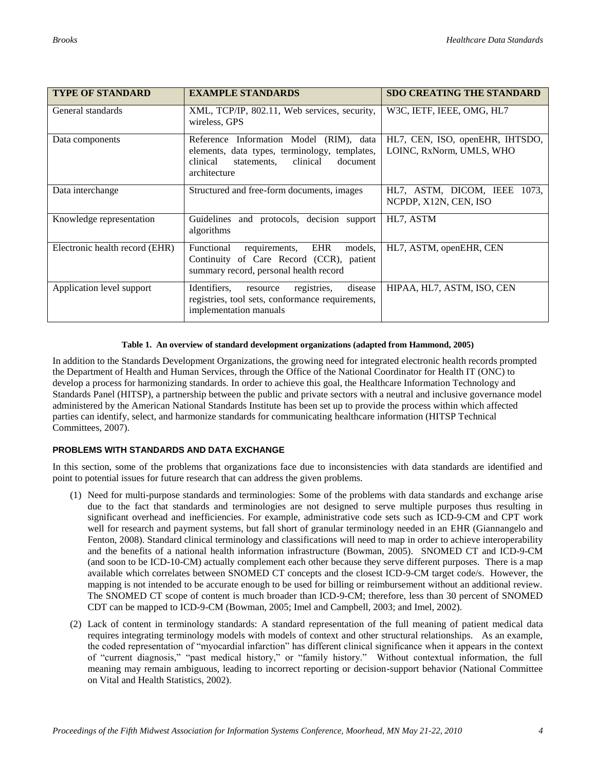| TYPE OF STANDARD | EXAMPLE STANDARDS | SDO CREATING THE STANDARD |
|---|---|---|
| General standards | XML, TCP/IP, 802.11, Web services, security, wireless, GPS | W3C, IETF, IEEE, OMG, HL7 |
| Data components | Reference Information Model (RIM), data elements, data types, terminology, templates, clinical statements, clinical document architecture | HL7, CEN, ISO, openEHR, IHTSDO, LOINC, RxNorm, UMLS, WHO |
| Data interchange | Structured and free-form documents, images | HL7, ASTM, DICOM, IEEE 1073, NCPDP, X12N, CEN, ISO |
| Knowledge representation | Guidelines and protocols, decision support algorithms | HL7, ASTM |
| Electronic health record (EHR) | Functional requirements, EHR models, Continuity of Care Record (CCR), patient summary record, personal health record | HL7, ASTM, openEHR, CEN |
| Application level support | Identifiers, resource registries, disease registries, tool sets, conformance requirements, implementation manuals | HIPAA, HL7, ASTM, ISO, CEN |

**Table 1. An overview of standard development organizations (adapted from Hammond, 2005)**

In addition to the Standards Development Organizations, the growing need for integrated electronic health records prompted the Department of Health and Human Services, through the Office of the National Coordinator for Health IT (ONC) to develop a process for harmonizing standards. In order to achieve this goal, the Healthcare Information Technology and Standards Panel (HITSP), a partnership between the public and private sectors with a neutral and inclusive governance model administered by the American National Standards Institute has been set up to provide the process within which affected parties can identify, select, and harmonize standards for communicating healthcare information (HITSP Technical Committees, 2007).

### PROBLEMS WITH STANDARDS AND DATA EXCHANGE

In this section, some of the problems that organizations face due to inconsistencies with data standards are identified and point to potential issues for future research that can address the given problems.

(1) Need for multi-purpose standards and terminologies: Some of the problems with data standards and exchange arise due to the fact that standards and terminologies are not designed to serve multiple purposes thus resulting in significant overhead and inefficiencies. For example, administrative code sets such as ICD-9-CM and CPT work well for research and payment systems, but fall short of granular terminology needed in an EHR (Giannangelo and Fenton, 2008). Standard clinical terminology and classifications will need to map in order to achieve interoperability and the benefits of a national health information infrastructure (Bowman, 2005). SNOMED CT and ICD-9-CM (and soon to be ICD-10-CM) actually complement each other because they serve different purposes. There is a map available which correlates between SNOMED CT concepts and the closest ICD-9-CM target code/s. However, the mapping is not intended to be accurate enough to be used for billing or reimbursement without an additional review. The SNOMED CT scope of content is much broader than ICD-9-CM; therefore, less than 30 percent of SNOMED CDT can be mapped to ICD-9-CM (Bowman, 2005; Imel and Campbell, 2003; and Imel, 2002).

(2) Lack of content in terminology standards: A standard representation of the full meaning of patient medical data requires integrating terminology models with models of context and other structural relationships. As an example, the coded representation of "myocardial infarction" has different clinical significance when it appears in the context of "current diagnosis," "past medical history," or "family history." Without contextual information, the full meaning may remain ambiguous, leading to incorrect reporting or decision-support behavior (National Committee on Vital and Health Statistics, 2002).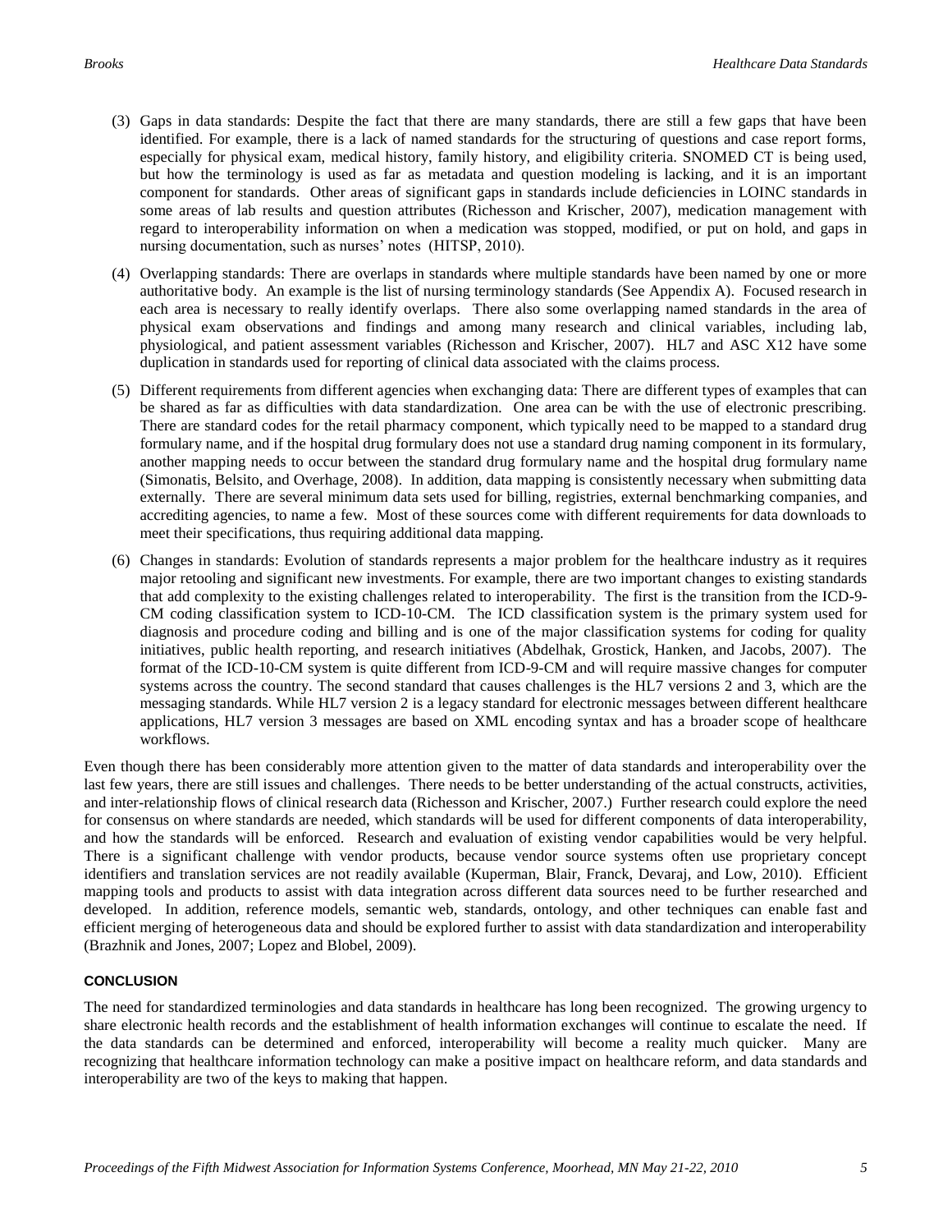(3) Gaps in data standards: Despite the fact that there are many standards, there are still a few gaps that have been identified. For example, there is a lack of named standards for the structuring of questions and case report forms, especially for physical exam, medical history, family history, and eligibility criteria. SNOMED CT is being used, but how the terminology is used as far as metadata and question modeling is lacking, and it is an important component for standards. Other areas of significant gaps in standards include deficiencies in LOINC standards in some areas of lab results and question attributes (Richesson and Krischer, 2007), medication management with regard to interoperability information on when a medication was stopped, modified, or put on hold, and gaps in nursing documentation, such as nurses' notes (HITSP, 2010).

(4) Overlapping standards: There are overlaps in standards where multiple standards have been named by one or more authoritative body. An example is the list of nursing terminology standards (See Appendix A). Focused research in each area is necessary to really identify overlaps. There also some overlapping named standards in the area of physical exam observations and findings and among many research and clinical variables, including lab, physiological, and patient assessment variables (Richesson and Krischer, 2007). HL7 and ASC X12 have some duplication in standards used for reporting of clinical data associated with the claims process.

(5) Different requirements from different agencies when exchanging data: There are different types of examples that can be shared as far as difficulties with data standardization. One area can be with the use of electronic prescribing. There are standard codes for the retail pharmacy component, which typically need to be mapped to a standard drug formulary name, and if the hospital drug formulary does not use a standard drug naming component in its formulary, another mapping needs to occur between the standard drug formulary name and the hospital drug formulary name (Simonatis, Belsito, and Overhage, 2008). In addition, data mapping is consistently necessary when submitting data externally. There are several minimum data sets used for billing, registries, external benchmarking companies, and accrediting agencies, to name a few. Most of these sources come with different requirements for data downloads to meet their specifications, thus requiring additional data mapping.

(6) Changes in standards: Evolution of standards represents a major problem for the healthcare industry as it requires major retooling and significant new investments. For example, there are two important changes to existing standards that add complexity to the existing challenges related to interoperability. The first is the transition from the ICD-9-CM coding classification system to ICD-10-CM. The ICD classification system is the primary system used for diagnosis and procedure coding and billing and is one of the major classification systems for coding for quality initiatives, public health reporting, and research initiatives (Abdelhak, Grostick, Hanken, and Jacobs, 2007). The format of the ICD-10-CM system is quite different from ICD-9-CM and will require massive changes for computer systems across the country. The second standard that causes challenges is the HL7 versions 2 and 3, which are the messaging standards. While HL7 version 2 is a legacy standard for electronic messages between different healthcare applications, HL7 version 3 messages are based on XML encoding syntax and has a broader scope of healthcare workflows.

Even though there has been considerably more attention given to the matter of data standards and interoperability over the last few years, there are still issues and challenges. There needs to be better understanding of the actual constructs, activities, and inter-relationship flows of clinical research data (Richesson and Krischer, 2007.) Further research could explore the need for consensus on where standards are needed, which standards will be used for different components of data interoperability, and how the standards will be enforced. Research and evaluation of existing vendor capabilities would be very helpful. There is a significant challenge with vendor products, because vendor source systems often use proprietary concept identifiers and translation services are not readily available (Kuperman, Blair, Franck, Devaraj, and Low, 2010). Efficient mapping tools and products to assist with data integration across different data sources need to be further researched and developed. In addition, reference models, semantic web, standards, ontology, and other techniques can enable fast and efficient merging of heterogeneous data and should be explored further to assist with data standardization and interoperability (Brazhnik and Jones, 2007; Lopez and Blobel, 2009).

## CONCLUSION

The need for standardized terminologies and data standards in healthcare has long been recognized. The growing urgency to share electronic health records and the establishment of health information exchanges will continue to escalate the need. If the data standards can be determined and enforced, interoperability will become a reality much quicker. Many are recognizing that healthcare information technology can make a positive impact on healthcare reform, and data standards and interoperability are two of the keys to making that happen.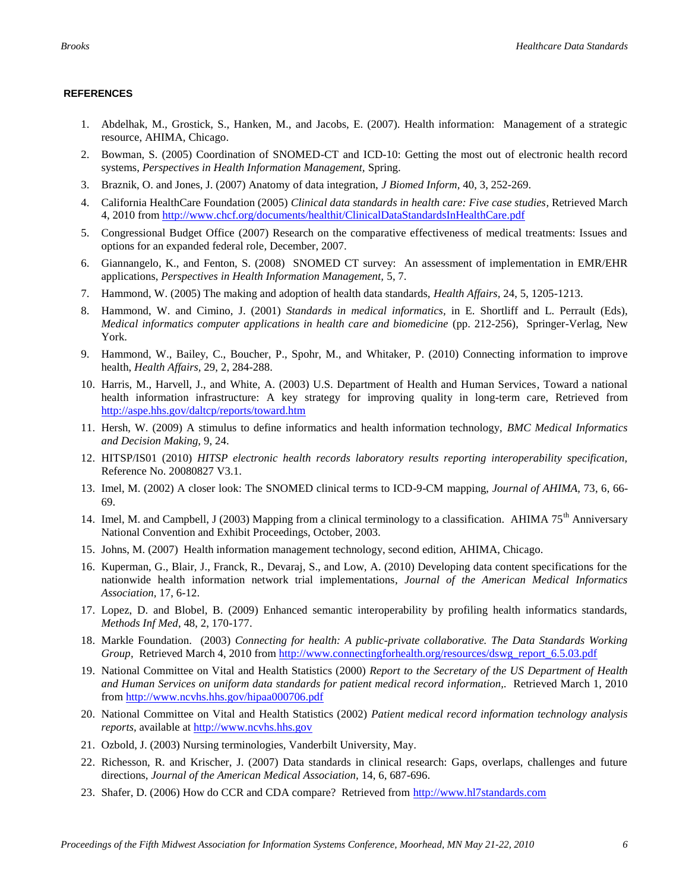## REFERENCES

1. Abdelhak, M., Grostick, S., Hanken, M., and Jacobs, E. (2007). Health information: Management of a strategic resource, AHIMA, Chicago.
2. Bowman, S. (2005) Coordination of SNOMED-CT and ICD-10: Getting the most out of electronic health record systems, *Perspectives in Health Information Management,* Spring.
3. Braznik, O. and Jones, J. (2007) Anatomy of data integration, *J Biomed Inform*, 40, 3, 252-269.
4. California HealthCare Foundation (2005) *Clinical data standards in health care: Five case studies*, Retrieved March 4, 2010 from http://www.chcf.org/documents/healthit/ClinicalDataStandardsInHealthCare.pdf
5. Congressional Budget Office (2007) Research on the comparative effectiveness of medical treatments: Issues and options for an expanded federal role, December, 2007.
6. Giannangelo, K., and Fenton, S. (2008) SNOMED CT survey: An assessment of implementation in EMR/EHR applications, *Perspectives in Health Information Management,* 5, 7.
7. Hammond, W. (2005) The making and adoption of health data standards, *Health Affairs*, 24, 5, 1205-1213.
8. Hammond, W. and Cimino, J. (2001) *Standards in medical informatics*, in E. Shortliff and L. Perrault (Eds), *Medical informatics computer applications in health care and biomedicine* (pp. 212-256), Springer-Verlag, New York.
9. Hammond, W., Bailey, C., Boucher, P., Spohr, M., and Whitaker, P. (2010) Connecting information to improve health, *Health Affairs*, 29, 2, 284-288.
10. Harris, M., Harvell, J., and White, A. (2003) U.S. Department of Health and Human Services, Toward a national health information infrastructure: A key strategy for improving quality in long-term care, Retrieved from http://aspe.hhs.gov/daltcp/reports/toward.htm
11. Hersh, W. (2009) A stimulus to define informatics and health information technology, *BMC Medical Informatics and Decision Making,* 9, 24.
12. HITSP/IS01 (2010) *HITSP electronic health records laboratory results reporting interoperability specification,* Reference No. 20080827 V3.1.
13. Imel, M. (2002) A closer look: The SNOMED clinical terms to ICD-9-CM mapping, *Journal of AHIMA*, 73, 6, 66-69.
14. Imel, M. and Campbell, J (2003) Mapping from a clinical terminology to a classification. AHIMA 75th Anniversary National Convention and Exhibit Proceedings, October, 2003.
15. Johns, M. (2007) Health information management technology, second edition, AHIMA, Chicago.
16. Kuperman, G., Blair, J., Franck, R., Devaraj, S., and Low, A. (2010) Developing data content specifications for the nationwide health information network trial implementations, *Journal of the American Medical Informatics Association*, 17, 6-12.
17. Lopez, D. and Blobel, B. (2009) Enhanced semantic interoperability by profiling health informatics standards, *Methods Inf Med*, 48, 2, 170-177.
18. Markle Foundation. (2003) *Connecting for health: A public-private collaborative. The Data Standards Working Group*, Retrieved March 4, 2010 from http://www.connectingforhealth.org/resources/dswg_report_6.5.03.pdf
19. National Committee on Vital and Health Statistics (2000) *Report to the Secretary of the US Department of Health and Human Services on uniform data standards for patient medical record information,.* Retrieved March 1, 2010 from http://www.ncvhs.hhs.gov/hipaa000706.pdf
20. National Committee on Vital and Health Statistics (2002) *Patient medical record information technology analysis reports*, available at http://www.ncvhs.hhs.gov
21. Ozbold, J. (2003) Nursing terminologies, Vanderbilt University, May.
22. Richesson, R. and Krischer, J. (2007) Data standards in clinical research: Gaps, overlaps, challenges and future directions, *Journal of the American Medical Association*, 14, 6, 687-696.
23. Shafer, D. (2006) How do CCR and CDA compare? Retrieved from http://www.hl7standards.com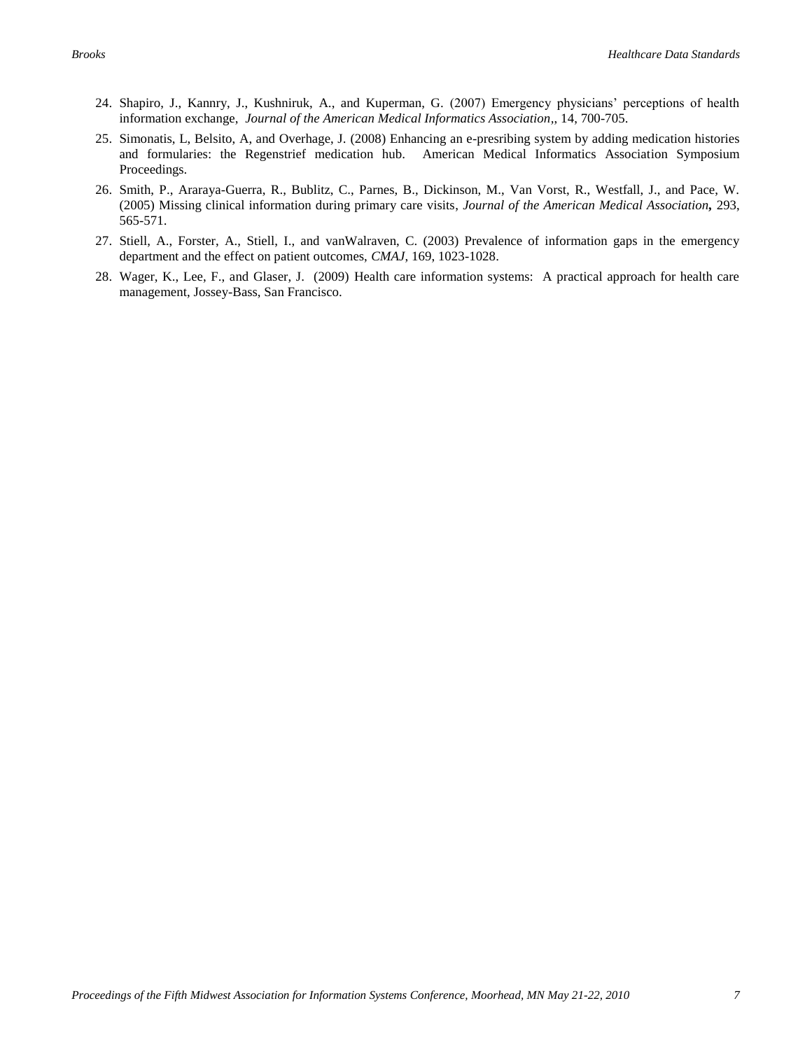24. Shapiro, J., Kannry, J., Kushniruk, A., and Kuperman, G. (2007) Emergency physicians' perceptions of health information exchange, *Journal of the American Medical Informatics Association*,, 14, 700-705.
25. Simonatis, L, Belsito, A, and Overhage, J. (2008) Enhancing an e-presribing system by adding medication histories and formularies: the Regenstrief medication hub. American Medical Informatics Association Symposium Proceedings.
26. Smith, P., Araraya-Guerra, R., Bublitz, C., Parnes, B., Dickinson, M., Van Vorst, R., Westfall, J., and Pace, W. (2005) Missing clinical information during primary care visits, *Journal of the American Medical Association***,** 293, 565-571.
27. Stiell, A., Forster, A., Stiell, I., and vanWalraven, C. (2003) Prevalence of information gaps in the emergency department and the effect on patient outcomes, *CMAJ*, 169, 1023-1028.
28. Wager, K., Lee, F., and Glaser, J. (2009) Health care information systems: A practical approach for health care management, Jossey-Bass, San Francisco.